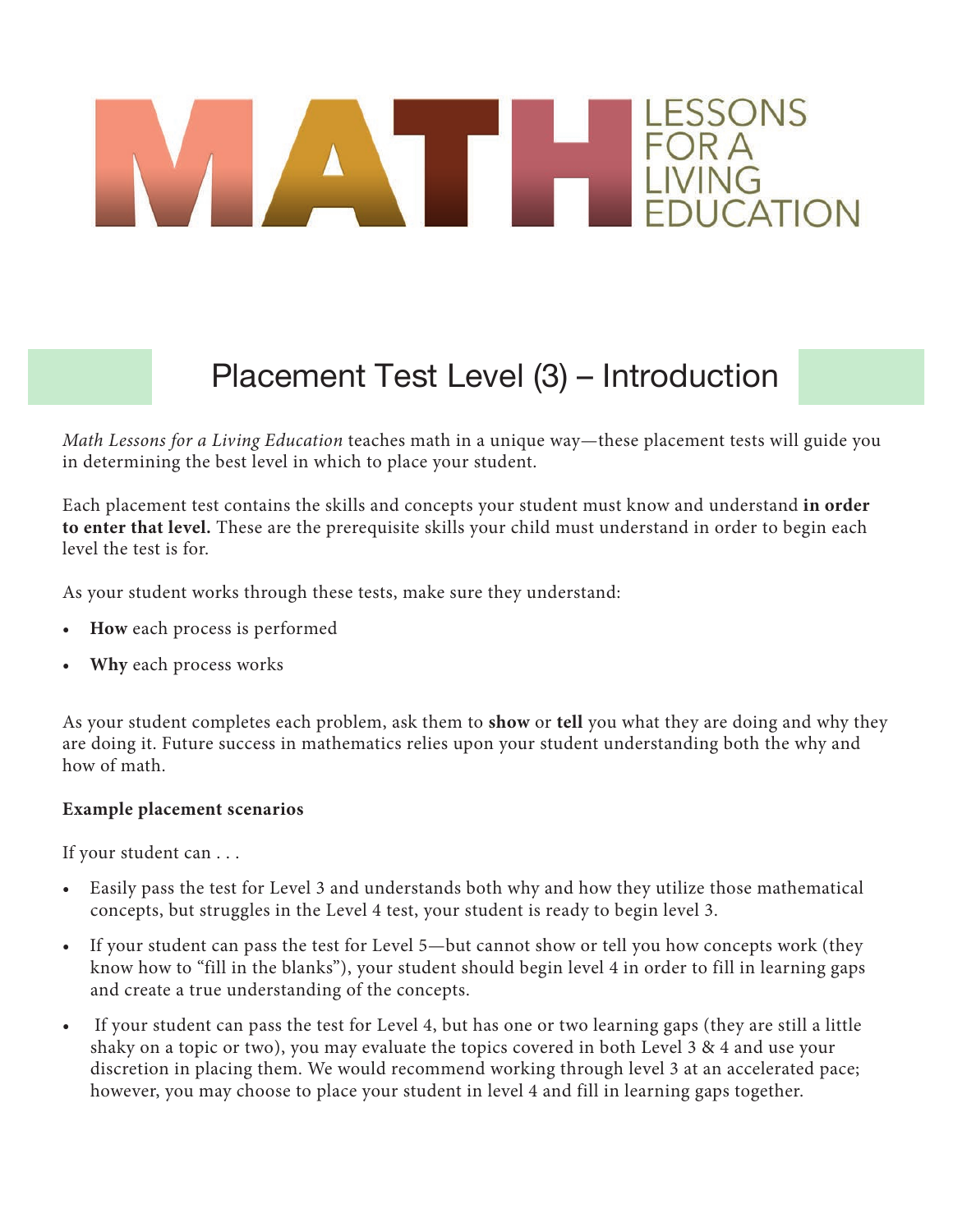# MATH LESSONS FOR A LIVING EDUCATION

## Placement Test Level (3) – Introduction

*Math Lessons for a Living Education* teaches math in a unique way—these placement tests will guide you in determining the best level in which to place your student.

Each placement test contains the skills and concepts your student must know and understand **in order to enter that level.** These are the prerequisite skills your child must understand in order to begin each level the test is for.

As your student works through these tests, make sure they understand:

- **How** each process is performed
- **Why** each process works

As your student completes each problem, ask them to **show** or **tell** you what they are doing and why they are doing it. Future success in mathematics relies upon your student understanding both the why and how of math.

**Example placement scenarios**

If your student can . . .

- Easily pass the test for Level 3 and understands both why and how they utilize those mathematical concepts, but struggles in the Level 4 test, your student is ready to begin level 3.
- If your student can pass the test for Level 5—but cannot show or tell you how concepts work (they know how to "fill in the blanks"), your student should begin level 4 in order to fill in learning gaps and create a true understanding of the concepts.
- If your student can pass the test for Level 4, but has one or two learning gaps (they are still a little shaky on a topic or two), you may evaluate the topics covered in both Level 3 & 4 and use your discretion in placing them. We would recommend working through level 3 at an accelerated pace; however, you may choose to place your student in level 4 and fill in learning gaps together.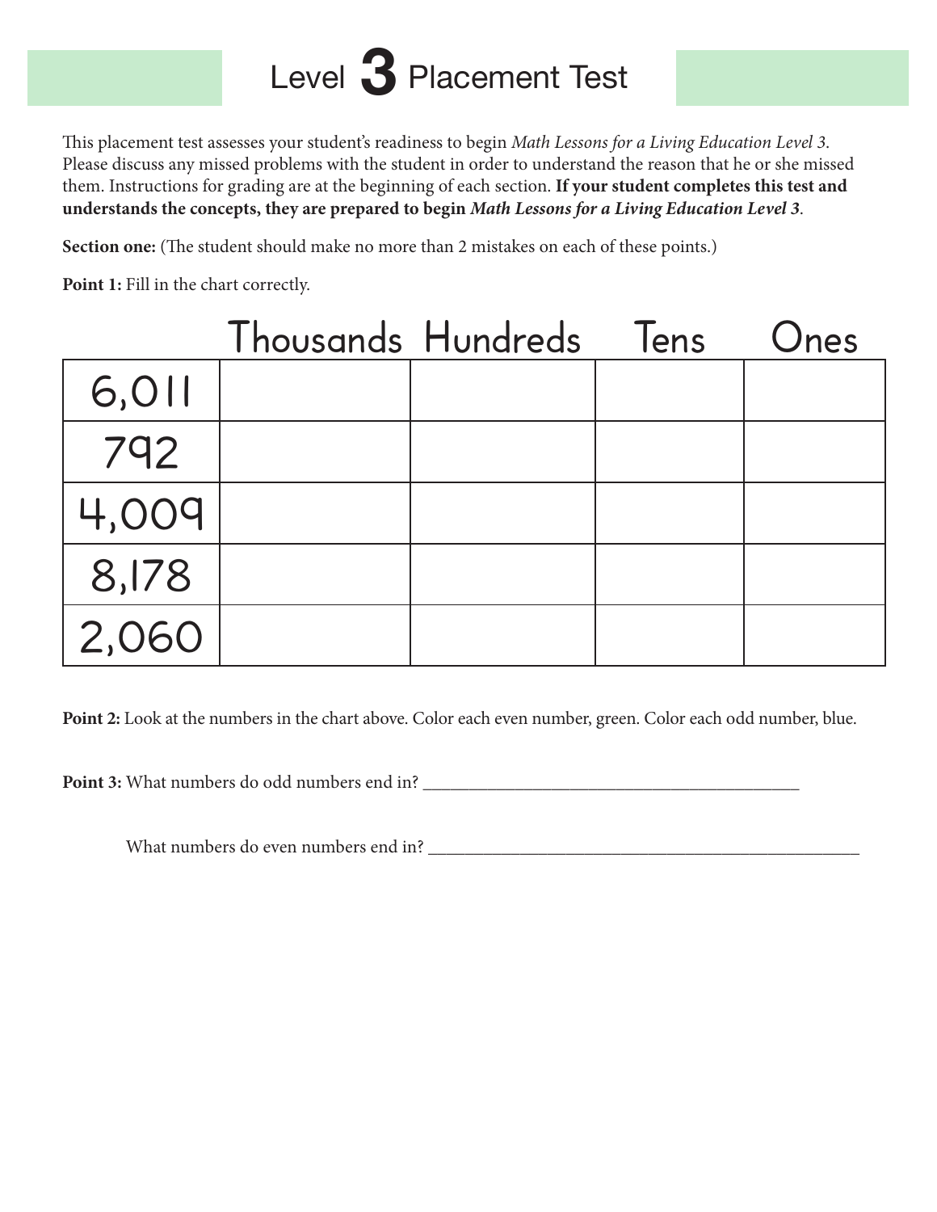# Level 3 Placement Test

This placement test assesses your student's readiness to begin *Math Lessons for a Living Education Level 3*. Please discuss any missed problems with the student in order to understand the reason that he or she missed them. Instructions for grading are at the beginning of each section. **If your student completes this test and understands the concepts, they are prepared to begin *Math Lessons for a Living Education Level 3*.**

**Section one:** (The student should make no more than 2 mistakes on each of these points.)

**Point 1:** Fill in the chart correctly.

| | Thousands | Hundreds | Tens | Ones |
|---|---|---|---|---|
| 6,011 | | | | |
| 792 | | | | |
| 4,009 | | | | |
| 8,178 | | | | |
| 2,060 | | | | |

**Point 2:** Look at the numbers in the chart above. Color each even number, green. Color each odd number, blue.

**Point 3:** What numbers do odd numbers end in? __________________________________________

What numbers do even numbers end in? ________________________________________________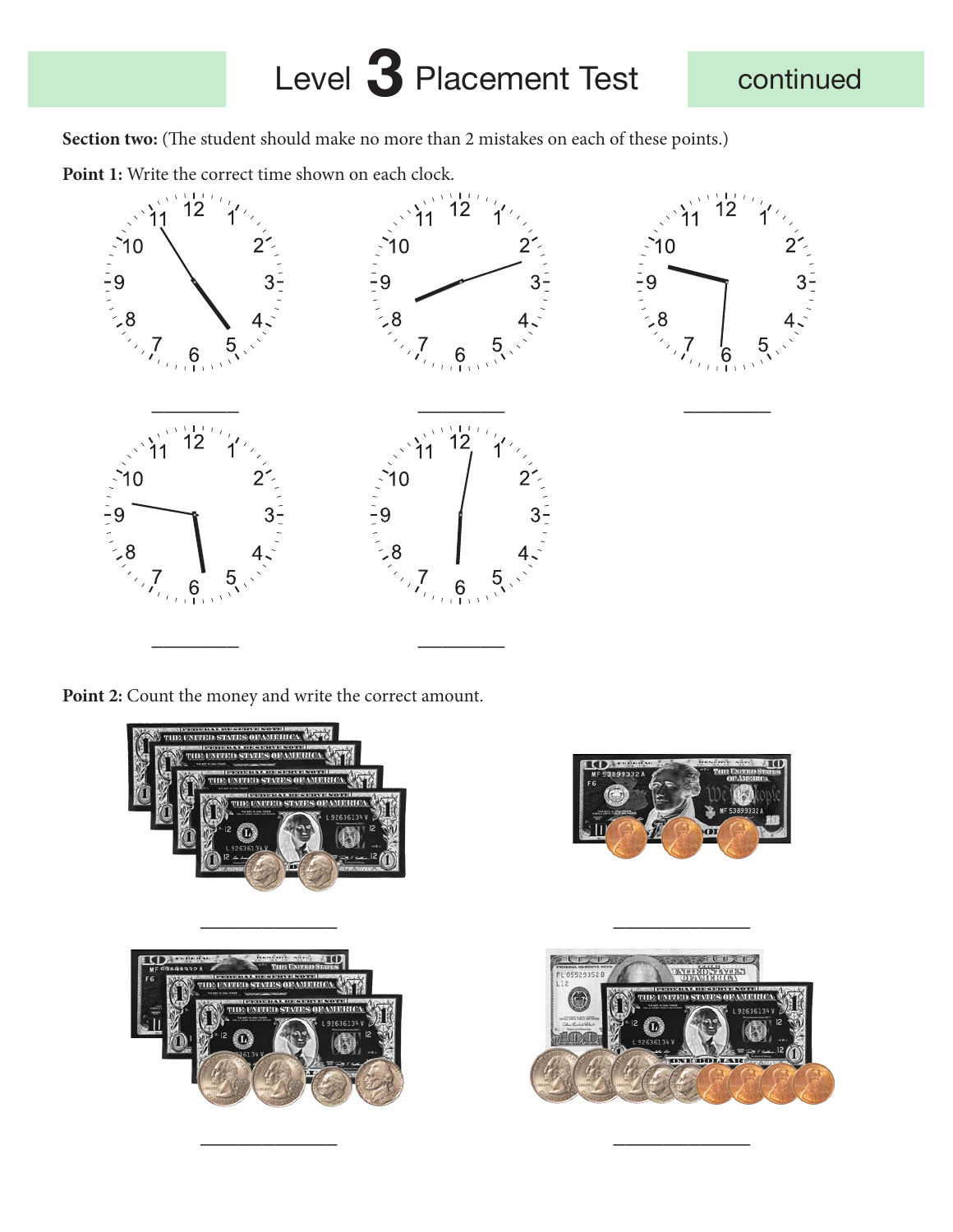# Level 3 Placement Test continued

**Section two:** (The student should make no more than 2 mistakes on each of these points.)

**Point 1:** Write the correct time shown on each clock.

________ ________ ________

________ ________

**Point 2:** Count the money and write the correct amount.

____________ ____________

____________ ____________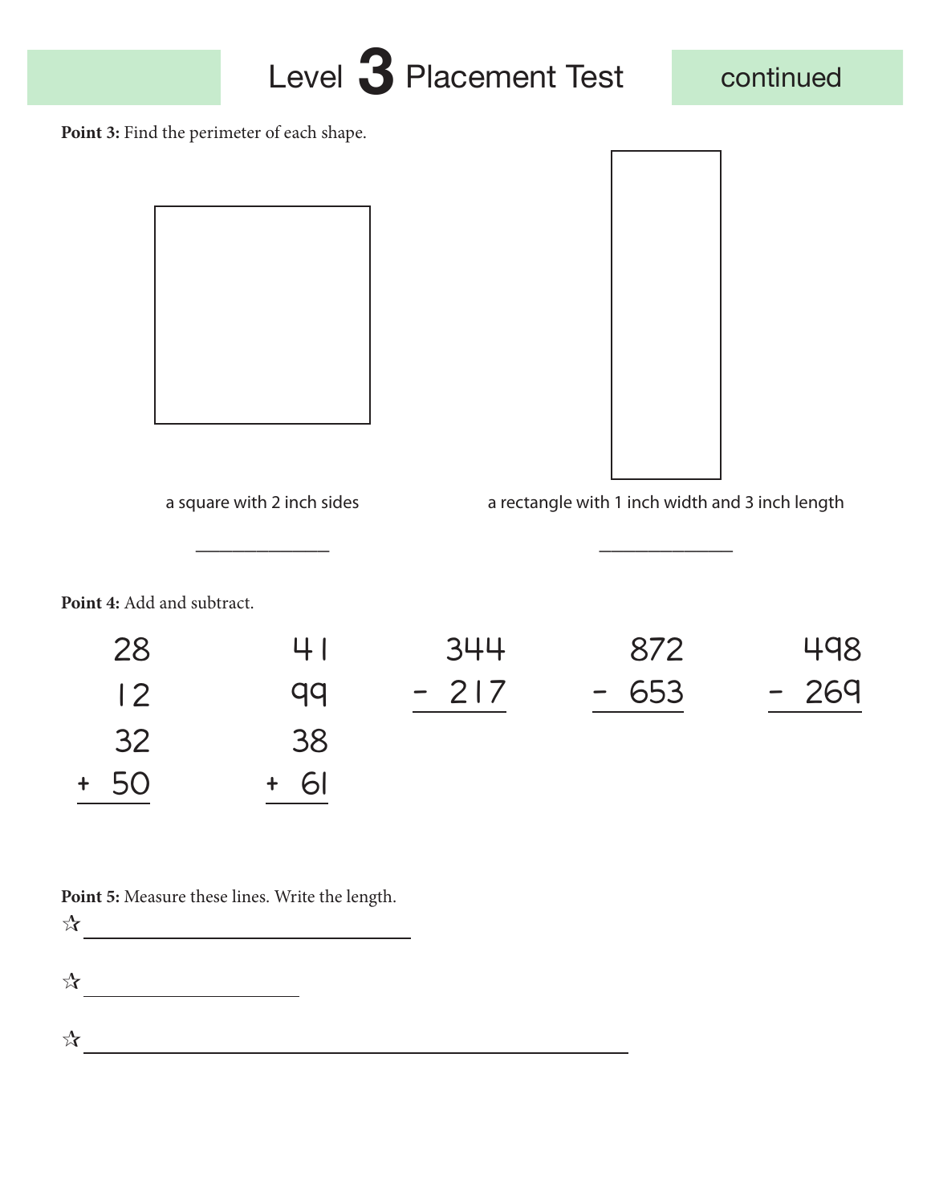# Level 3 Placement Test continued

**Point 3:** Find the perimeter of each shape.

a square with 2 inch sides

______________

a rectangle with 1 inch width and 3 inch length

______________

**Point 4:** Add and subtract.

```
  28      41     344     872     498
  12      99   - 217   - 653   - 269
  32      38
+ 50    + 61
```

**Point 5:** Measure these lines. Write the length.

☆ ________________________________

☆ ____________________

☆ ________________________________________________________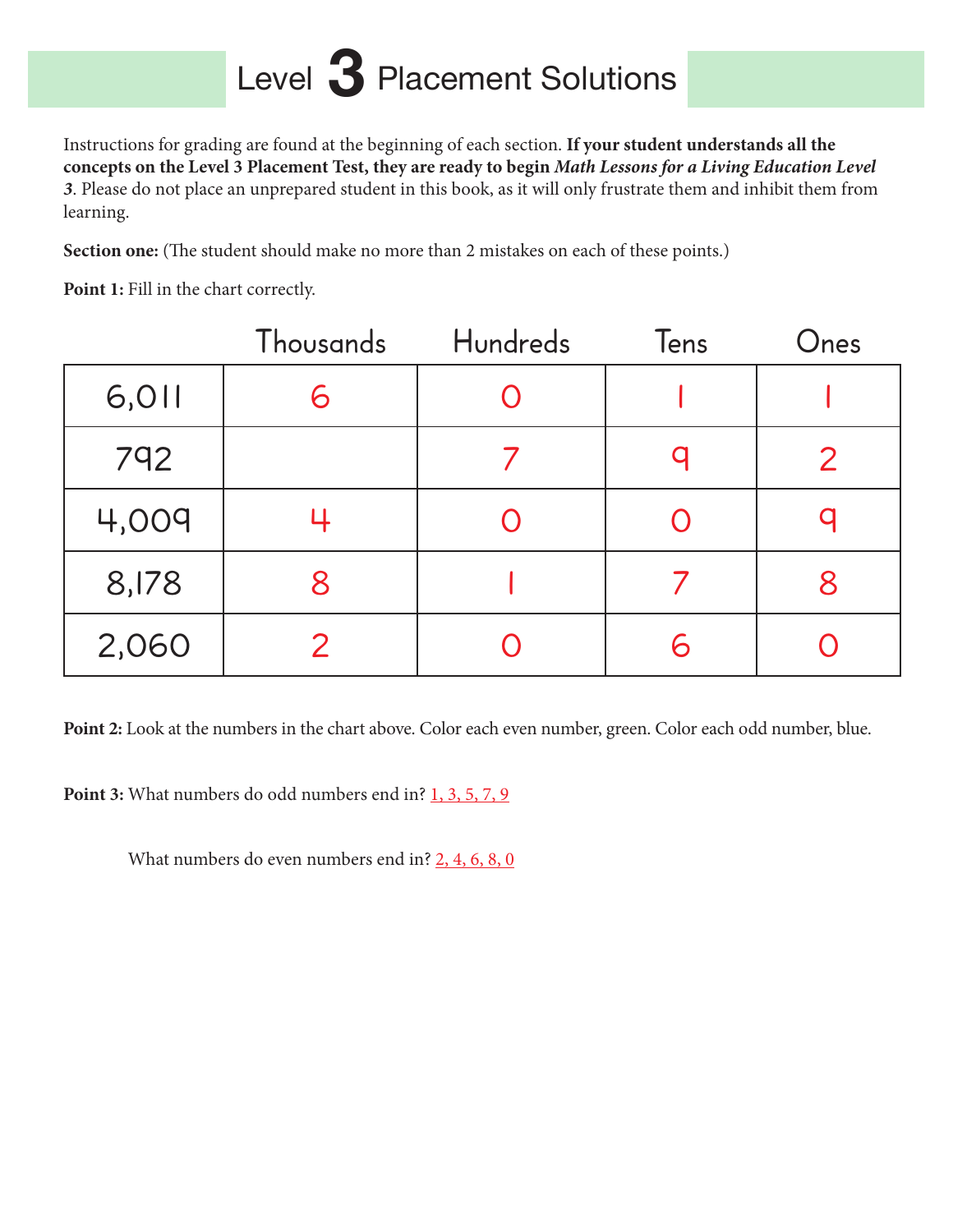# Level 3 Placement Solutions

Instructions for grading are found at the beginning of each section. **If your student understands all the concepts on the Level 3 Placement Test, they are ready to begin *Math Lessons for a Living Education Level 3*.** Please do not place an unprepared student in this book, as it will only frustrate them and inhibit them from learning.

**Section one:** (The student should make no more than 2 mistakes on each of these points.)

**Point 1:** Fill in the chart correctly.

| | Thousands | Hundreds | Tens | Ones |
|---|---|---|---|---|
| 6,011 | 6 | 0 | 1 | 1 |
| 792 | | 7 | 9 | 2 |
| 4,009 | 4 | 0 | 0 | 9 |
| 8,178 | 8 | 1 | 7 | 8 |
| 2,060 | 2 | 0 | 6 | 0 |

**Point 2:** Look at the numbers in the chart above. Color each even number, green. Color each odd number, blue.

**Point 3:** What numbers do odd numbers end in? 1, 3, 5, 7, 9

What numbers do even numbers end in? 2, 4, 6, 8, 0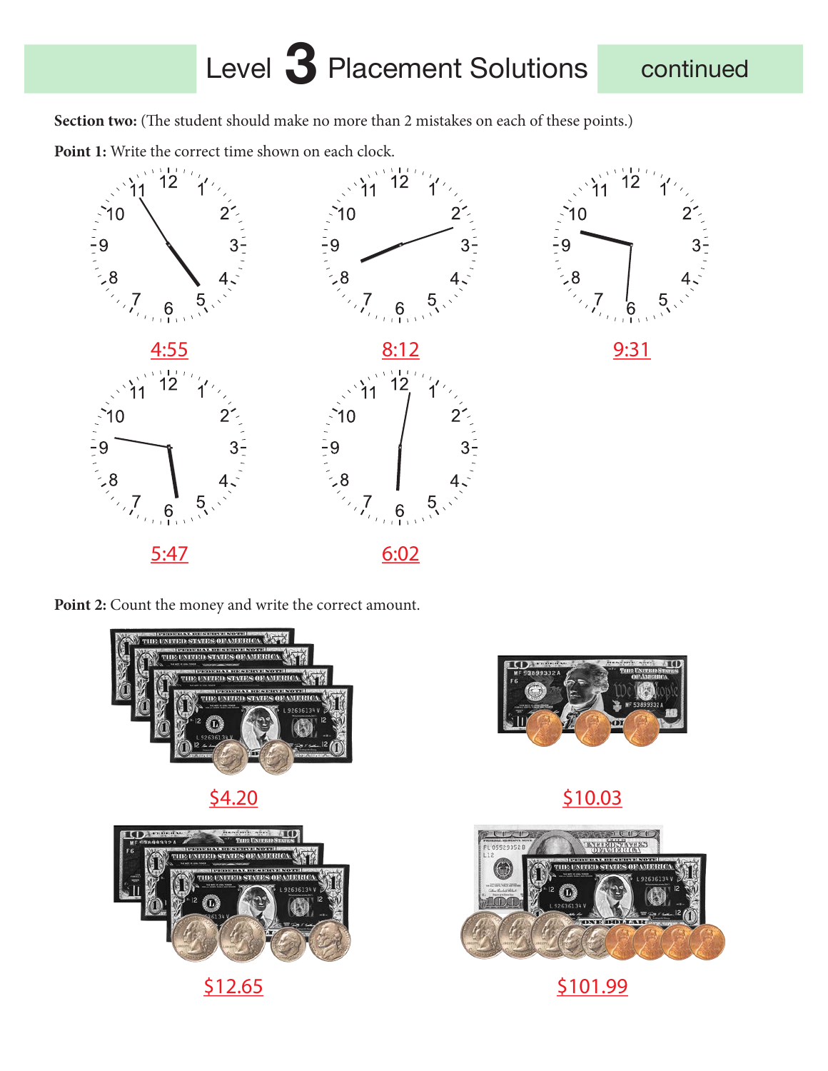# Level 3 Placement Solutions continued

**Section two:** (The student should make no more than 2 mistakes on each of these points.)

**Point 1:** Write the correct time shown on each clock.

4:55

8:12

9:31

5:47

6:02

**Point 2:** Count the money and write the correct amount.

$4.20

$10.03

$12.65

$101.99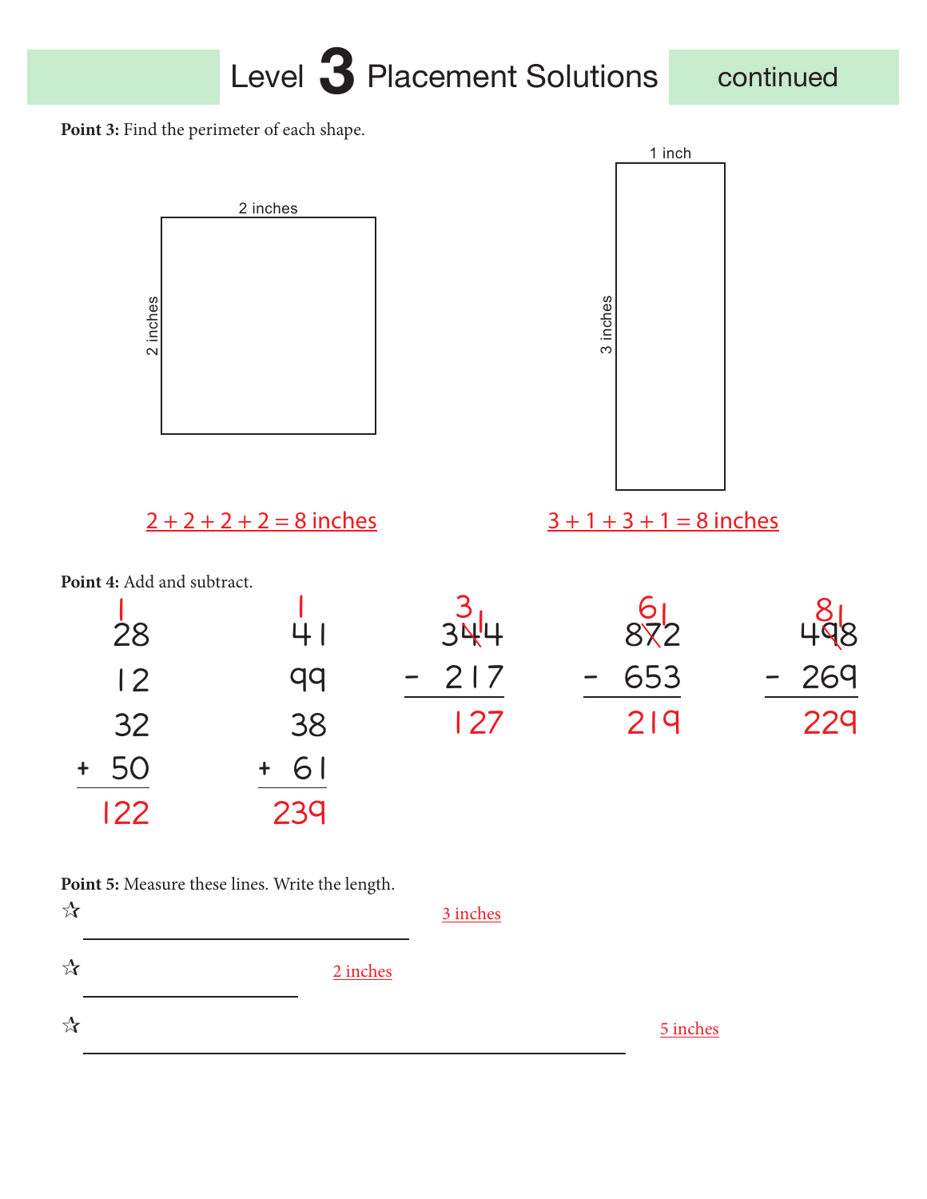# Level 3 Placement Solutions continued

**Point 3:** Find the perimeter of each shape.

2 inches

2 inches

1 inch

3 inches

$2 + 2 + 2 + 2 = 8$ inches

$3 + 1 + 3 + 1 = 8$ inches

**Point 4:** Add and subtract.

| | | | | |
|---|---|---|---|---|
| 28 | 41 | 344 | 872 | 498 |
| 12 | 99 | − 217 | − 653 | − 269 |
| 32 | 38 | 127 | 219 | 229 |
| + 50 | + 61 | | | |
| 122 | 239 | | | |

**Point 5:** Measure these lines. Write the length.

☆ 3 inches

☆ 2 inches

☆ 5 inches